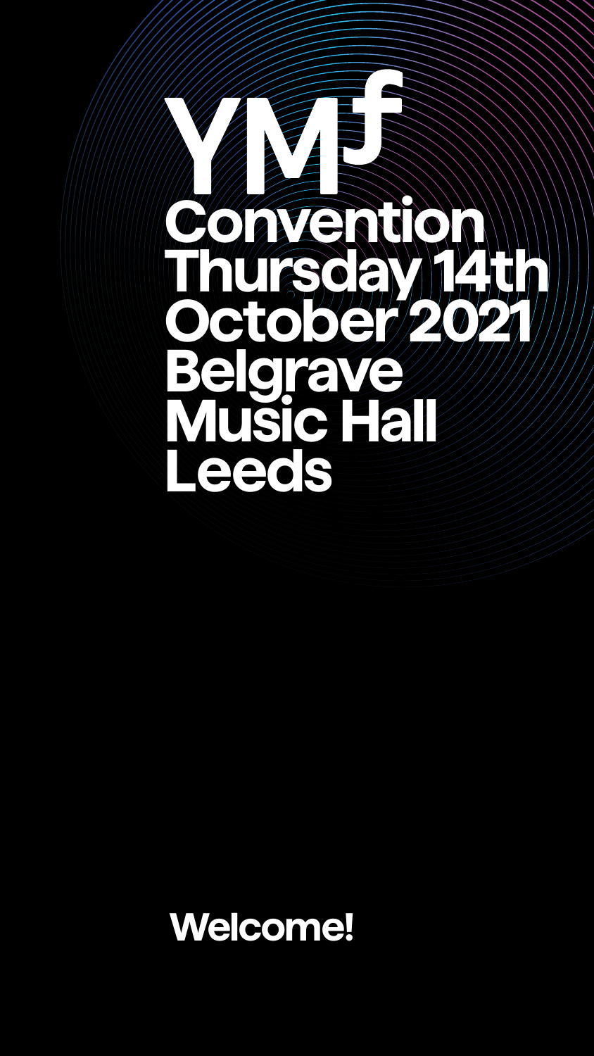# YMF

# Convention Thursday 14th October 2021 Belgrave Music Hall Leeds

## Welcome!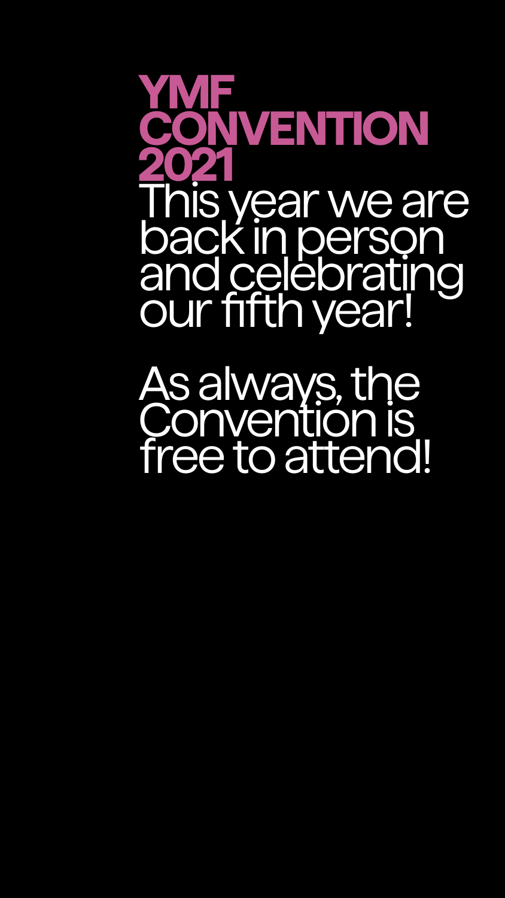# YMF CONVENTION 2021

This year we are back in person and celebrating our fifth year!

As always, the Convention is free to attend!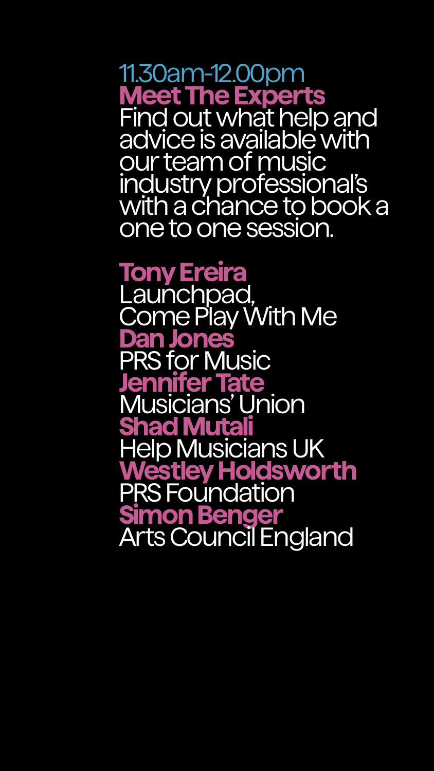11.30am-12.00pm

## Meet The Experts

Find out what help and advice is available with our team of music industry professional's with a chance to book a one to one session.

**Tony Ereira**
Launchpad, Come Play With Me

**Dan Jones**
PRS for Music

**Jennifer Tate**
Musicians' Union

**Shad Mutali**
Help Musicians UK

**Westley Holdsworth**
PRS Foundation

**Simon Benger**
Arts Council England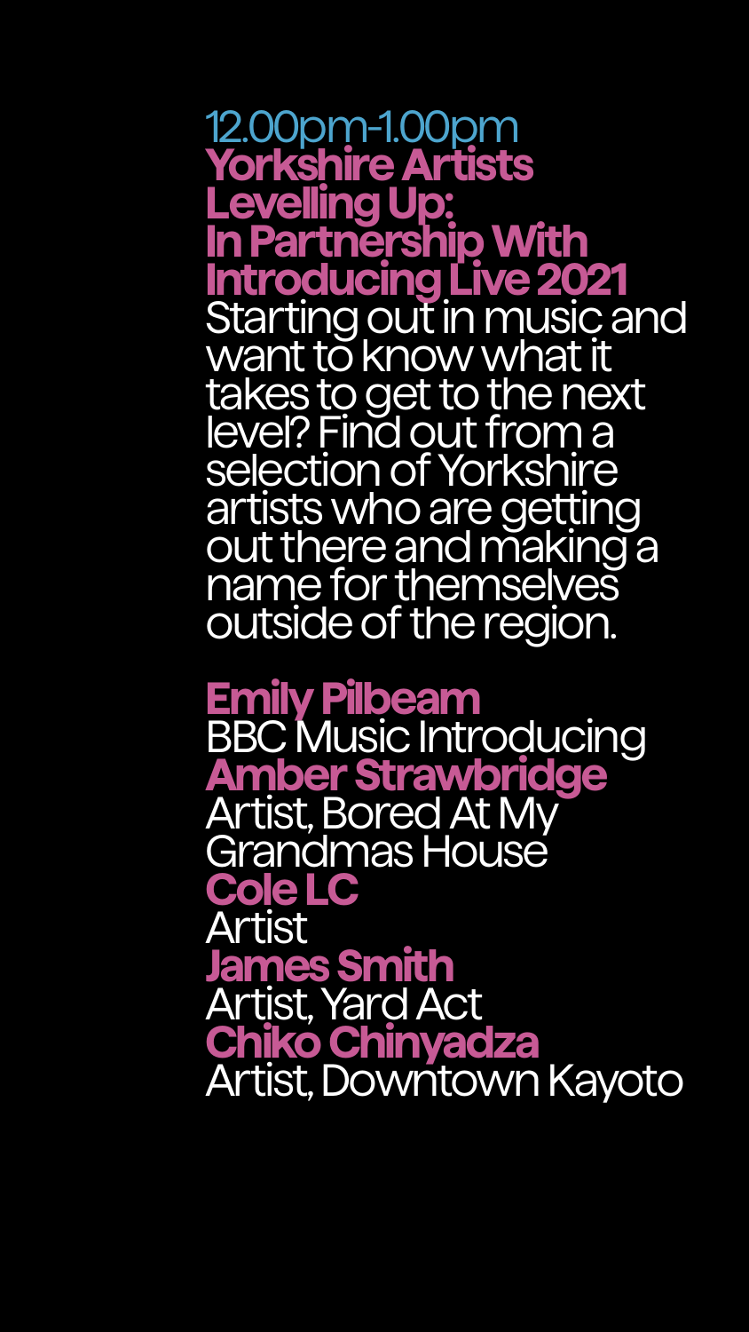12.00pm-1.00pm

## Yorkshire Artists Levelling Up: In Partnership With Introducing Live 2021

Starting out in music and want to know what it takes to get to the next level? Find out from a selection of Yorkshire artists who are getting out there and making a name for themselves outside of the region.

**Emily Pilbeam**
BBC Music Introducing

**Amber Strawbridge**
Artist, Bored At My Grandmas House

**Cole LC**
Artist

**James Smith**
Artist, Yard Act

**Chiko Chinyadza**
Artist, Downtown Kayoto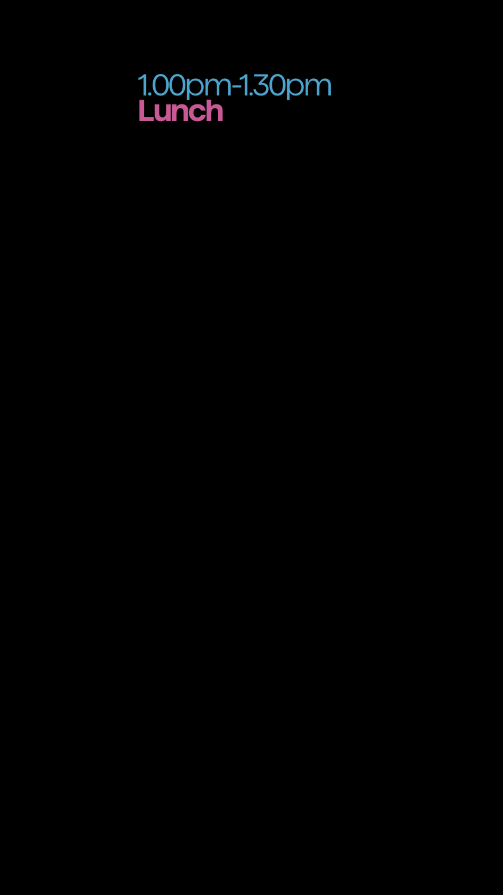1.00pm-1.30pm

**Lunch**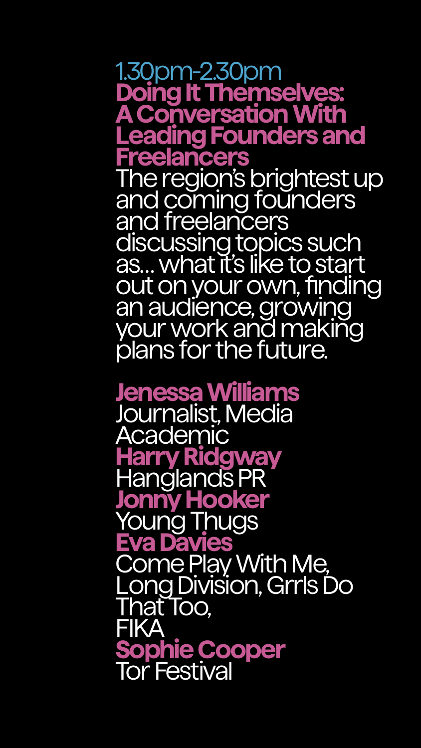1.30pm-2.30pm

## Doing It Themselves: A Conversation With Leading Founders and Freelancers

The region's brightest up and coming founders and freelancers discussing topics such as… what it's like to start out on your own, finding an audience, growing your work and making plans for the future.

**Jenessa Williams**
Journalist, Media Academic

**Harry Ridgway**
Hanglands PR

**Jonny Hooker**
Young Thugs

**Eva Davies**
Come Play With Me, Long Division, Grrls Do That Too, FIKA

**Sophie Cooper**
Tor Festival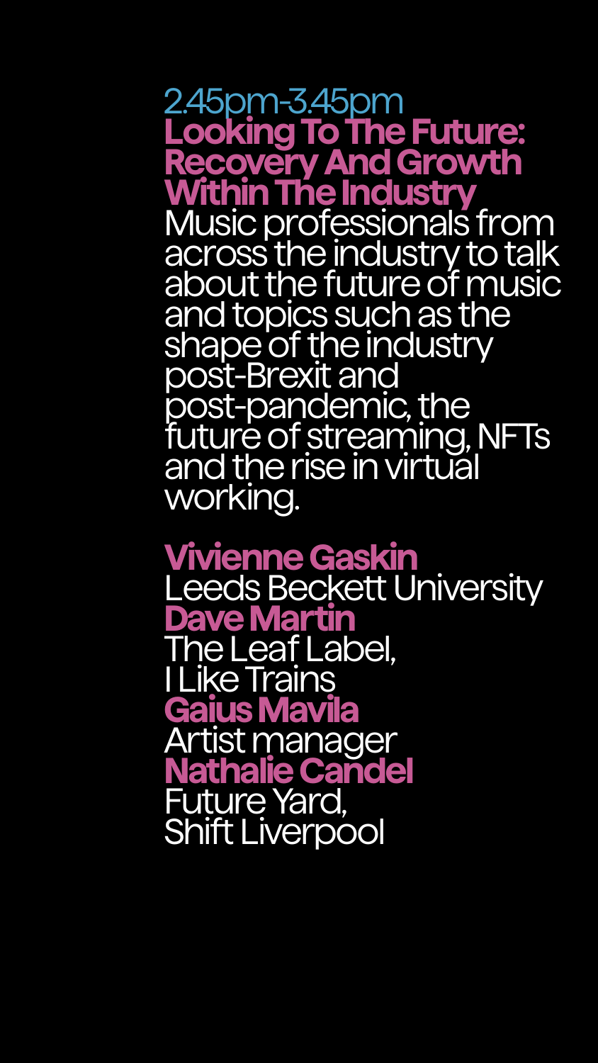2.45pm-3.45pm

## Looking To The Future: Recovery And Growth Within The Industry

Music professionals from across the industry to talk about the future of music and topics such as the shape of the industry post-Brexit and post-pandemic, the future of streaming, NFTs and the rise in virtual working.

**Vivienne Gaskin**
Leeds Beckett University

**Dave Martin**
The Leaf Label,
I Like Trains

**Gaius Mavila**
Artist manager

**Nathalie Candel**
Future Yard,
Shift Liverpool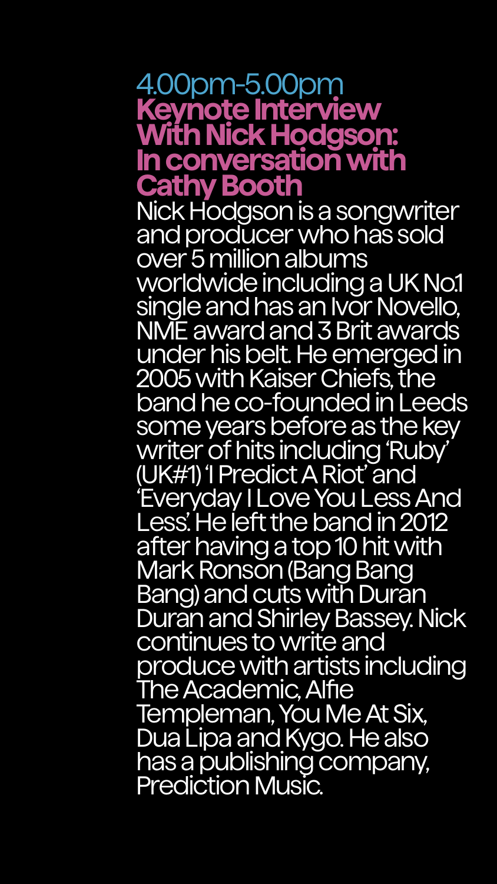4.00pm-5.00pm

## Keynote Interview With Nick Hodgson: In conversation with Cathy Booth

Nick Hodgson is a songwriter and producer who has sold over 5 million albums worldwide including a UK No.1 single and has an Ivor Novello, NME award and 3 Brit awards under his belt. He emerged in 2005 with Kaiser Chiefs, the band he co-founded in Leeds some years before as the key writer of hits including 'Ruby' (UK#1) 'I Predict A Riot' and 'Everyday I Love You Less And Less'. He left the band in 2012 after having a top 10 hit with Mark Ronson (Bang Bang Bang) and cuts with Duran Duran and Shirley Bassey. Nick continues to write and produce with artists including The Academic, Alfie Templeman, You Me At Six, Dua Lipa and Kygo. He also has a publishing company, Prediction Music.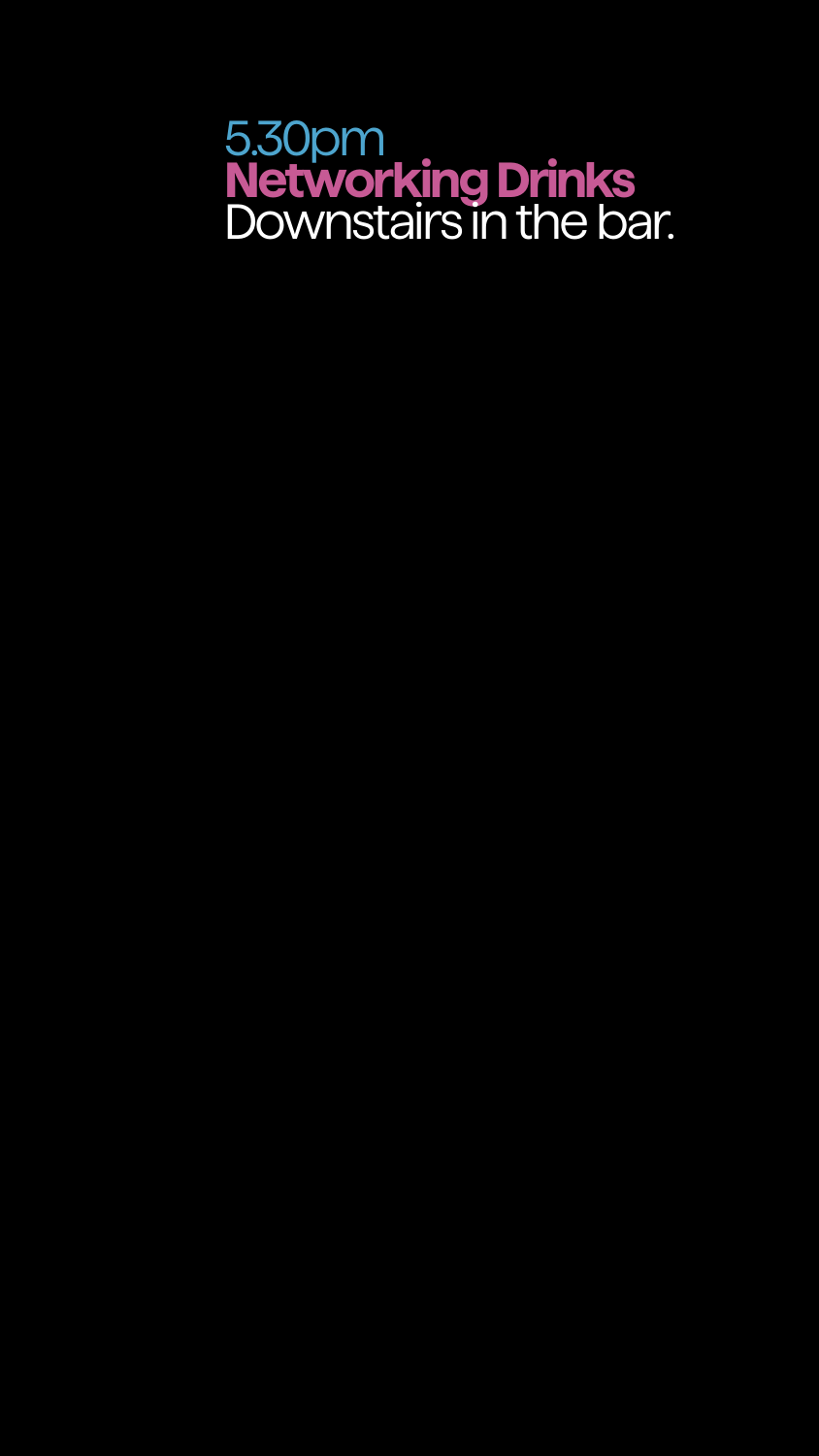5.30pm

**Networking Drinks**

Downstairs in the bar.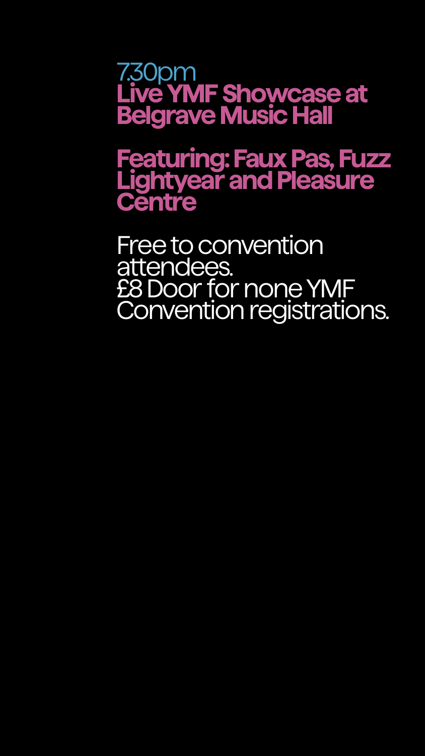7.30pm

**Live YMF Showcase at Belgrave Music Hall**

**Featuring: Faux Pas, Fuzz Lightyear and Pleasure Centre**

Free to convention attendees.
£8 Door for none YMF Convention registrations.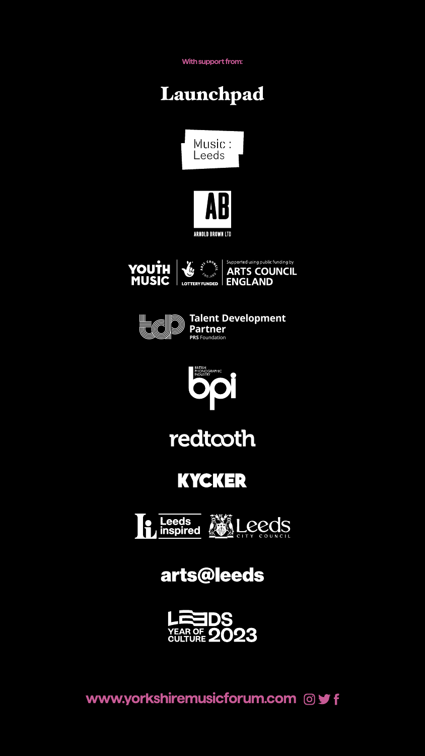With support from:

Launchpad

Music : Leeds

AB
ARNOLD BROWN LTD

YOUTH MUSIC

LOTTERY FUNDED

Supported using public funding by
ARTS COUNCIL ENGLAND

Talent Development Partner
PRS Foundation

BRITISH PHONOGRAPHIC INDUSTRY
bpi

redtooth

KYCKER

Leeds inspired

Leeds CITY COUNCIL

arts@leeds

LEEDS YEAR OF CULTURE 2023

www.yorkshiremusicforum.com